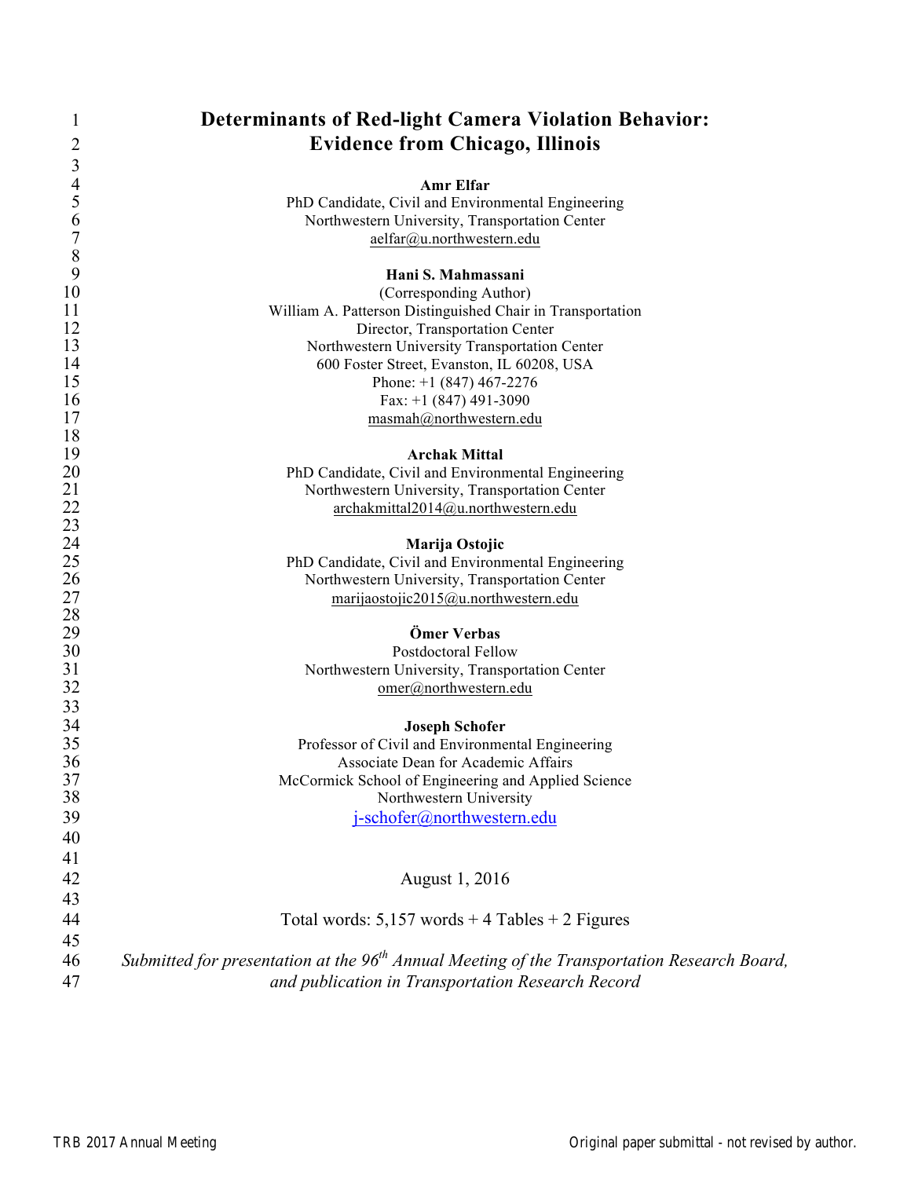# Determinants of Red-light Camera Violation Behavior: Evidence from Chicago, Illinois

**Amr Elfar**
PhD Candidate, Civil and Environmental Engineering
Northwestern University, Transportation Center
aelfar@u.northwestern.edu

**Hani S. Mahmassani**
(Corresponding Author)
William A. Patterson Distinguished Chair in Transportation
Director, Transportation Center
Northwestern University Transportation Center
600 Foster Street, Evanston, IL 60208, USA
Phone: +1 (847) 467-2276
Fax: +1 (847) 491-3090
masmah@northwestern.edu

**Archak Mittal**
PhD Candidate, Civil and Environmental Engineering
Northwestern University, Transportation Center
archakmittal2014@u.northwestern.edu

**Marija Ostojic**
PhD Candidate, Civil and Environmental Engineering
Northwestern University, Transportation Center
marijaostojic2015@u.northwestern.edu

**Ömer Verbas**
Postdoctoral Fellow
Northwestern University, Transportation Center
omer@northwestern.edu

**Joseph Schofer**
Professor of Civil and Environmental Engineering
Associate Dean for Academic Affairs
McCormick School of Engineering and Applied Science
Northwestern University
j-schofer@northwestern.edu

August 1, 2016

Total words: 5,157 words + 4 Tables + 2 Figures

*Submitted for presentation at the 96th Annual Meeting of the Transportation Research Board, and publication in Transportation Research Record*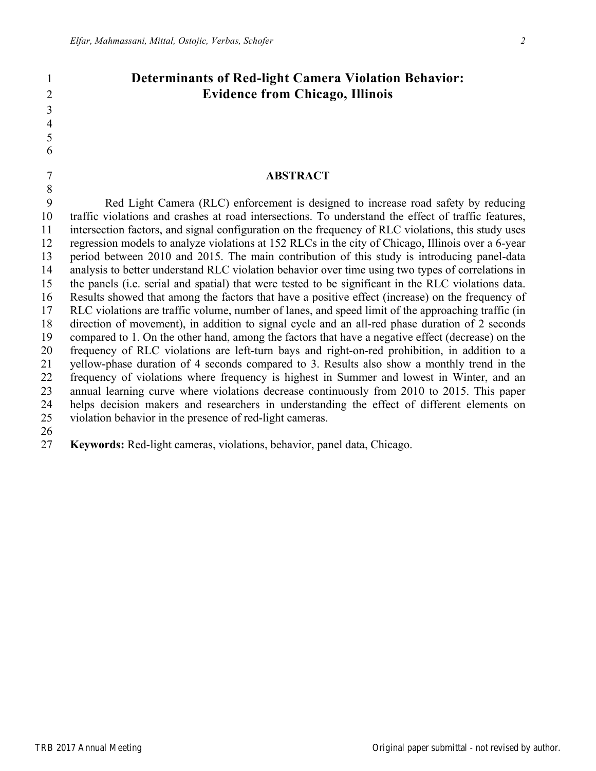# Determinants of Red-light Camera Violation Behavior: Evidence from Chicago, Illinois

## ABSTRACT

Red Light Camera (RLC) enforcement is designed to increase road safety by reducing traffic violations and crashes at road intersections. To understand the effect of traffic features, intersection factors, and signal configuration on the frequency of RLC violations, this study uses regression models to analyze violations at 152 RLCs in the city of Chicago, Illinois over a 6-year period between 2010 and 2015. The main contribution of this study is introducing panel-data analysis to better understand RLC violation behavior over time using two types of correlations in the panels (i.e. serial and spatial) that were tested to be significant in the RLC violations data. Results showed that among the factors that have a positive effect (increase) on the frequency of RLC violations are traffic volume, number of lanes, and speed limit of the approaching traffic (in direction of movement), in addition to signal cycle and an all-red phase duration of 2 seconds compared to 1. On the other hand, among the factors that have a negative effect (decrease) on the frequency of RLC violations are left-turn bays and right-on-red prohibition, in addition to a yellow-phase duration of 4 seconds compared to 3. Results also show a monthly trend in the frequency of violations where frequency is highest in Summer and lowest in Winter, and an annual learning curve where violations decrease continuously from 2010 to 2015. This paper helps decision makers and researchers in understanding the effect of different elements on violation behavior in the presence of red-light cameras.

**Keywords:** Red-light cameras, violations, behavior, panel data, Chicago.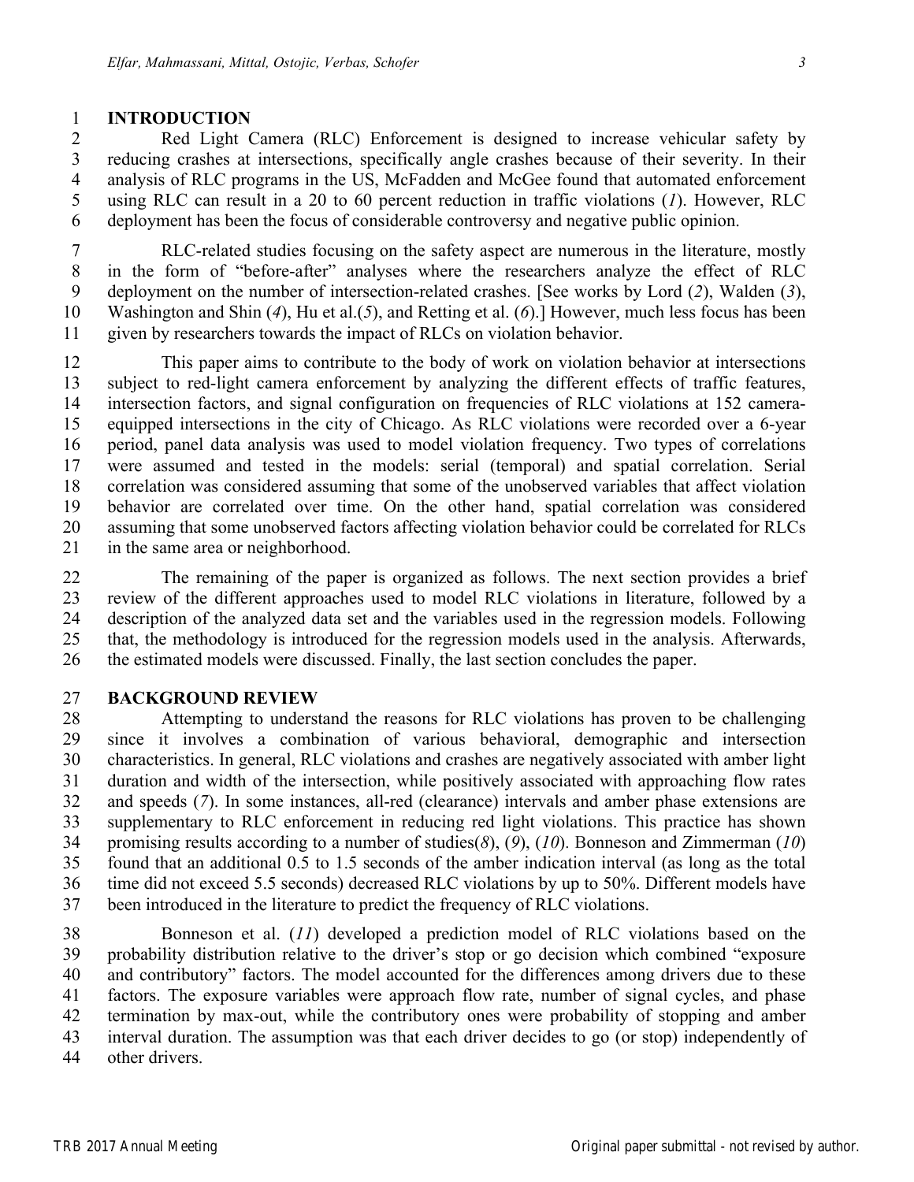## INTRODUCTION

Red Light Camera (RLC) Enforcement is designed to increase vehicular safety by reducing crashes at intersections, specifically angle crashes because of their severity. In their analysis of RLC programs in the US, McFadden and McGee found that automated enforcement using RLC can result in a 20 to 60 percent reduction in traffic violations (*1*). However, RLC deployment has been the focus of considerable controversy and negative public opinion.

RLC-related studies focusing on the safety aspect are numerous in the literature, mostly in the form of "before-after" analyses where the researchers analyze the effect of RLC deployment on the number of intersection-related crashes. [See works by Lord (*2*), Walden (*3*), Washington and Shin (*4*), Hu et al.(*5*), and Retting et al. (*6*).] However, much less focus has been given by researchers towards the impact of RLCs on violation behavior.

This paper aims to contribute to the body of work on violation behavior at intersections subject to red-light camera enforcement by analyzing the different effects of traffic features, intersection factors, and signal configuration on frequencies of RLC violations at 152 camera-equipped intersections in the city of Chicago. As RLC violations were recorded over a 6-year period, panel data analysis was used to model violation frequency. Two types of correlations were assumed and tested in the models: serial (temporal) and spatial correlation. Serial correlation was considered assuming that some of the unobserved variables that affect violation behavior are correlated over time. On the other hand, spatial correlation was considered assuming that some unobserved factors affecting violation behavior could be correlated for RLCs in the same area or neighborhood.

The remaining of the paper is organized as follows. The next section provides a brief review of the different approaches used to model RLC violations in literature, followed by a description of the analyzed data set and the variables used in the regression models. Following that, the methodology is introduced for the regression models used in the analysis. Afterwards, the estimated models were discussed. Finally, the last section concludes the paper.

## BACKGROUND REVIEW

Attempting to understand the reasons for RLC violations has proven to be challenging since it involves a combination of various behavioral, demographic and intersection characteristics. In general, RLC violations and crashes are negatively associated with amber light duration and width of the intersection, while positively associated with approaching flow rates and speeds (*7*). In some instances, all-red (clearance) intervals and amber phase extensions are supplementary to RLC enforcement in reducing red light violations. This practice has shown promising results according to a number of studies(*8*), (*9*), (*10*). Bonneson and Zimmerman (*10*) found that an additional 0.5 to 1.5 seconds of the amber indication interval (as long as the total time did not exceed 5.5 seconds) decreased RLC violations by up to 50%. Different models have been introduced in the literature to predict the frequency of RLC violations.

Bonneson et al. (*11*) developed a prediction model of RLC violations based on the probability distribution relative to the driver's stop or go decision which combined "exposure and contributory" factors. The model accounted for the differences among drivers due to these factors. The exposure variables were approach flow rate, number of signal cycles, and phase termination by max-out, while the contributory ones were probability of stopping and amber interval duration. The assumption was that each driver decides to go (or stop) independently of other drivers.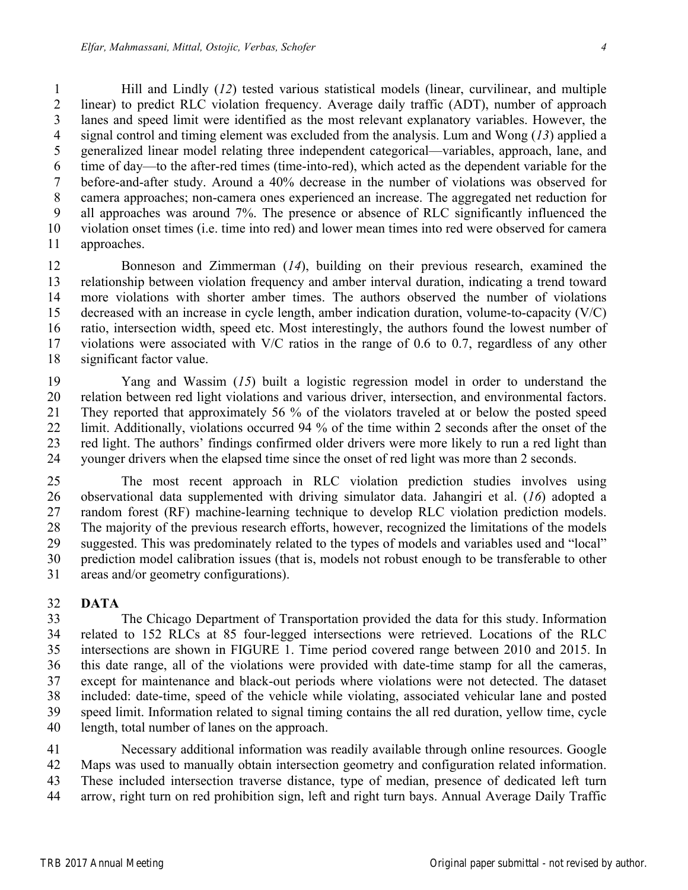Hill and Lindly (*12*) tested various statistical models (linear, curvilinear, and multiple linear) to predict RLC violation frequency. Average daily traffic (ADT), number of approach lanes and speed limit were identified as the most relevant explanatory variables. However, the signal control and timing element was excluded from the analysis. Lum and Wong (*13*) applied a generalized linear model relating three independent categorical—variables, approach, lane, and time of day—to the after-red times (time-into-red), which acted as the dependent variable for the before-and-after study. Around a 40% decrease in the number of violations was observed for camera approaches; non-camera ones experienced an increase. The aggregated net reduction for all approaches was around 7%. The presence or absence of RLC significantly influenced the violation onset times (i.e. time into red) and lower mean times into red were observed for camera approaches.

Bonneson and Zimmerman (*14*), building on their previous research, examined the relationship between violation frequency and amber interval duration, indicating a trend toward more violations with shorter amber times. The authors observed the number of violations decreased with an increase in cycle length, amber indication duration, volume-to-capacity (V/C) ratio, intersection width, speed etc. Most interestingly, the authors found the lowest number of violations were associated with V/C ratios in the range of 0.6 to 0.7, regardless of any other significant factor value.

Yang and Wassim (*15*) built a logistic regression model in order to understand the relation between red light violations and various driver, intersection, and environmental factors. They reported that approximately 56 % of the violators traveled at or below the posted speed limit. Additionally, violations occurred 94 % of the time within 2 seconds after the onset of the red light. The authors' findings confirmed older drivers were more likely to run a red light than younger drivers when the elapsed time since the onset of red light was more than 2 seconds.

The most recent approach in RLC violation prediction studies involves using observational data supplemented with driving simulator data. Jahangiri et al. (*16*) adopted a random forest (RF) machine-learning technique to develop RLC violation prediction models. The majority of the previous research efforts, however, recognized the limitations of the models suggested. This was predominately related to the types of models and variables used and "local" prediction model calibration issues (that is, models not robust enough to be transferable to other areas and/or geometry configurations).

## DATA

The Chicago Department of Transportation provided the data for this study. Information related to 152 RLCs at 85 four-legged intersections were retrieved. Locations of the RLC intersections are shown in FIGURE 1. Time period covered range between 2010 and 2015. In this date range, all of the violations were provided with date-time stamp for all the cameras, except for maintenance and black-out periods where violations were not detected. The dataset included: date-time, speed of the vehicle while violating, associated vehicular lane and posted speed limit. Information related to signal timing contains the all red duration, yellow time, cycle length, total number of lanes on the approach.

Necessary additional information was readily available through online resources. Google Maps was used to manually obtain intersection geometry and configuration related information. These included intersection traverse distance, type of median, presence of dedicated left turn arrow, right turn on red prohibition sign, left and right turn bays. Annual Average Daily Traffic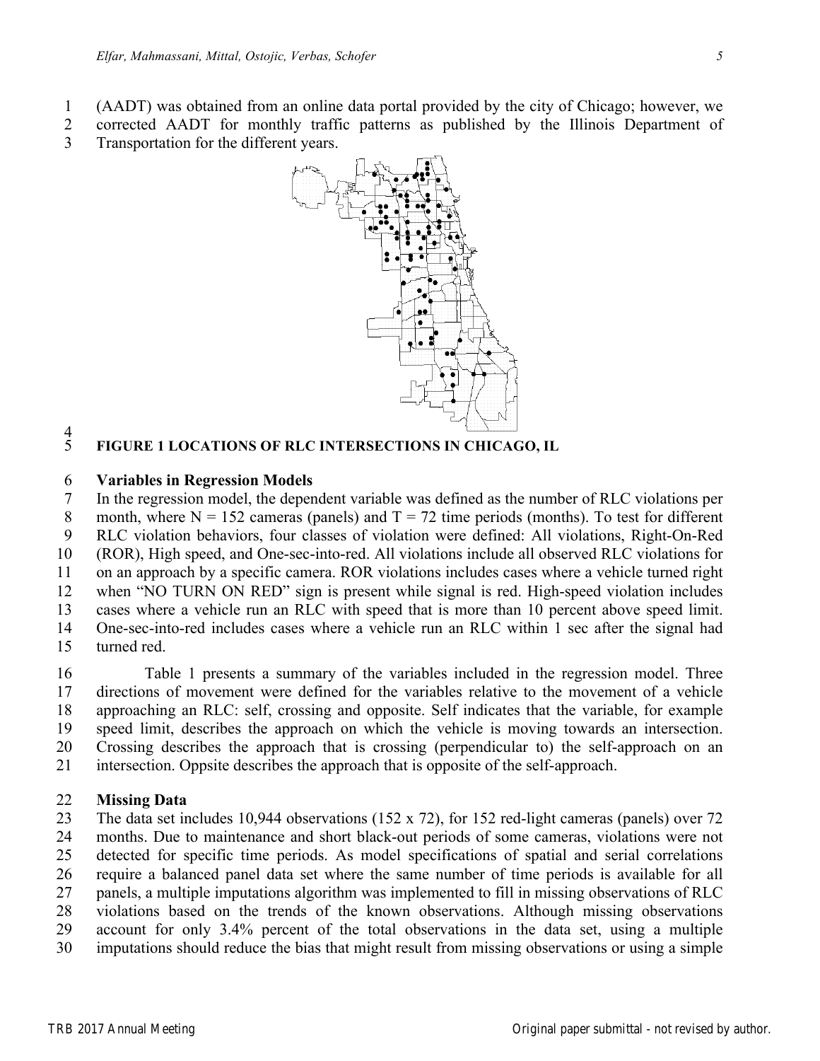(AADT) was obtained from an online data portal provided by the city of Chicago; however, we corrected AADT for monthly traffic patterns as published by the Illinois Department of Transportation for the different years.

**FIGURE 1 LOCATIONS OF RLC INTERSECTIONS IN CHICAGO, IL**

## Variables in Regression Models

In the regression model, the dependent variable was defined as the number of RLC violations per month, where N = 152 cameras (panels) and T = 72 time periods (months). To test for different RLC violation behaviors, four classes of violation were defined: All violations, Right-On-Red (ROR), High speed, and One-sec-into-red. All violations include all observed RLC violations for on an approach by a specific camera. ROR violations includes cases where a vehicle turned right when "NO TURN ON RED" sign is present while signal is red. High-speed violation includes cases where a vehicle run an RLC with speed that is more than 10 percent above speed limit. One-sec-into-red includes cases where a vehicle run an RLC within 1 sec after the signal had turned red.

Table 1 presents a summary of the variables included in the regression model. Three directions of movement were defined for the variables relative to the movement of a vehicle approaching an RLC: self, crossing and opposite. Self indicates that the variable, for example speed limit, describes the approach on which the vehicle is moving towards an intersection. Crossing describes the approach that is crossing (perpendicular to) the self-approach on an intersection. Oppsite describes the approach that is opposite of the self-approach.

## Missing Data

The data set includes 10,944 observations (152 x 72), for 152 red-light cameras (panels) over 72 months. Due to maintenance and short black-out periods of some cameras, violations were not detected for specific time periods. As model specifications of spatial and serial correlations require a balanced panel data set where the same number of time periods is available for all panels, a multiple imputations algorithm was implemented to fill in missing observations of RLC violations based on the trends of the known observations. Although missing observations account for only 3.4% percent of the total observations in the data set, using a multiple imputations should reduce the bias that might result from missing observations or using a simple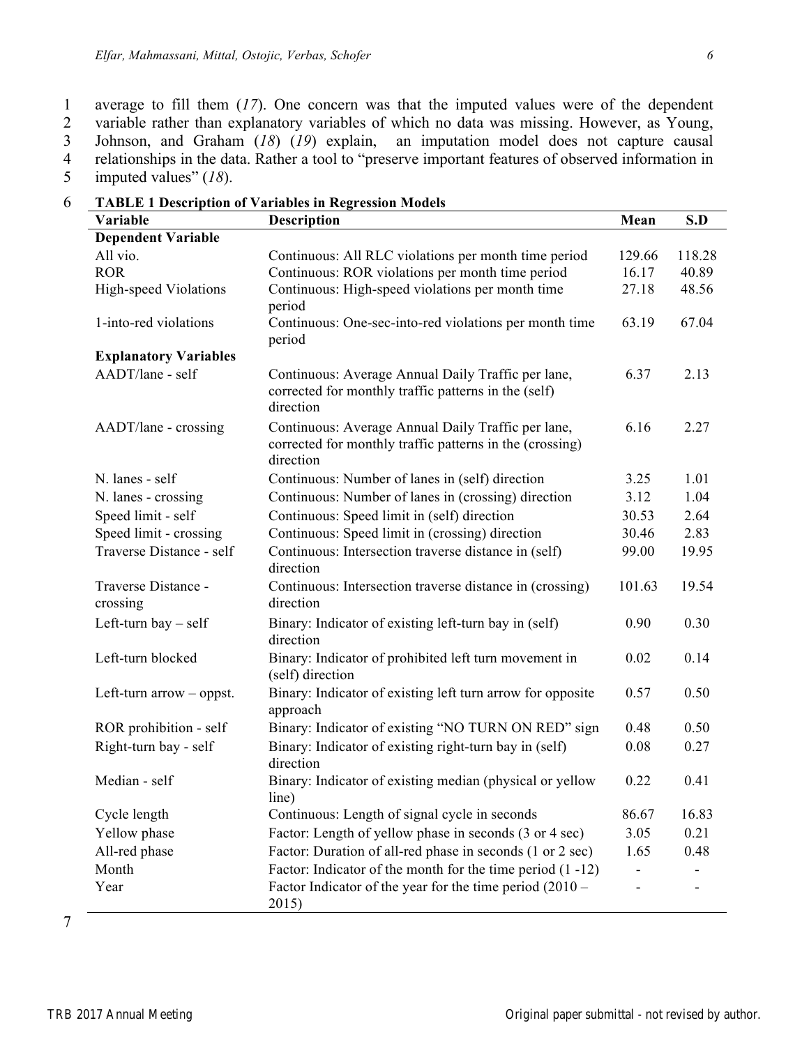average to fill them (*17*). One concern was that the imputed values were of the dependent variable rather than explanatory variables of which no data was missing. However, as Young, Johnson, and Graham (*18*) (*19*) explain, an imputation model does not capture causal relationships in the data. Rather a tool to "preserve important features of observed information in imputed values" (*18*).

**TABLE 1 Description of Variables in Regression Models**

| Variable | Description | Mean | S.D |
|---|---|---|---|
| **Dependent Variable** | | | |
| All vio. | Continuous: All RLC violations per month time period | 129.66 | 118.28 |
| ROR | Continuous: ROR violations per month time period | 16.17 | 40.89 |
| High-speed Violations | Continuous: High-speed violations per month time period | 27.18 | 48.56 |
| 1-into-red violations | Continuous: One-sec-into-red violations per month time period | 63.19 | 67.04 |
| **Explanatory Variables** | | | |
| AADT/lane - self | Continuous: Average Annual Daily Traffic per lane, corrected for monthly traffic patterns in the (self) direction | 6.37 | 2.13 |
| AADT/lane - crossing | Continuous: Average Annual Daily Traffic per lane, corrected for monthly traffic patterns in the (crossing) direction | 6.16 | 2.27 |
| N. lanes - self | Continuous: Number of lanes in (self) direction | 3.25 | 1.01 |
| N. lanes - crossing | Continuous: Number of lanes in (crossing) direction | 3.12 | 1.04 |
| Speed limit - self | Continuous: Speed limit in (self) direction | 30.53 | 2.64 |
| Speed limit - crossing | Continuous: Speed limit in (crossing) direction | 30.46 | 2.83 |
| Traverse Distance - self | Continuous: Intersection traverse distance in (self) direction | 99.00 | 19.95 |
| Traverse Distance - crossing | Continuous: Intersection traverse distance in (crossing) direction | 101.63 | 19.54 |
| Left-turn bay – self | Binary: Indicator of existing left-turn bay in (self) direction | 0.90 | 0.30 |
| Left-turn blocked | Binary: Indicator of prohibited left turn movement in (self) direction | 0.02 | 0.14 |
| Left-turn arrow – oppst. | Binary: Indicator of existing left turn arrow for opposite approach | 0.57 | 0.50 |
| ROR prohibition - self | Binary: Indicator of existing "NO TURN ON RED" sign | 0.48 | 0.50 |
| Right-turn bay - self | Binary: Indicator of existing right-turn bay in (self) direction | 0.08 | 0.27 |
| Median - self | Binary: Indicator of existing median (physical or yellow line) | 0.22 | 0.41 |
| Cycle length | Continuous: Length of signal cycle in seconds | 86.67 | 16.83 |
| Yellow phase | Factor: Length of yellow phase in seconds (3 or 4 sec) | 3.05 | 0.21 |
| All-red phase | Factor: Duration of all-red phase in seconds (1 or 2 sec) | 1.65 | 0.48 |
| Month | Factor: Indicator of the month for the time period (1 -12) | - | - |
| Year | Factor Indicator of the year for the time period (2010 – 2015) | - | - |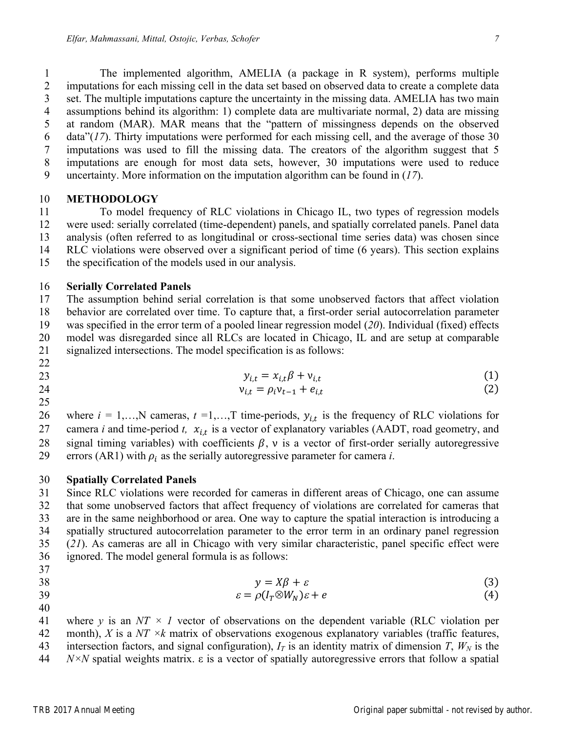The implemented algorithm, AMELIA (a package in R system), performs multiple imputations for each missing cell in the data set based on observed data to create a complete data set. The multiple imputations capture the uncertainty in the missing data. AMELIA has two main assumptions behind its algorithm: 1) complete data are multivariate normal, 2) data are missing at random (MAR). MAR means that the "pattern of missingness depends on the observed data"(*17*). Thirty imputations were performed for each missing cell, and the average of those 30 imputations was used to fill the missing data. The creators of the algorithm suggest that 5 imputations are enough for most data sets, however, 30 imputations were used to reduce uncertainty. More information on the imputation algorithm can be found in (*17*).

## METHODOLOGY

To model frequency of RLC violations in Chicago IL, two types of regression models were used: serially correlated (time-dependent) panels, and spatially correlated panels. Panel data analysis (often referred to as longitudinal or cross-sectional time series data) was chosen since RLC violations were observed over a significant period of time (6 years). This section explains the specification of the models used in our analysis.

### Serially Correlated Panels

The assumption behind serial correlation is that some unobserved factors that affect violation behavior are correlated over time. To capture that, a first-order serial autocorrelation parameter was specified in the error term of a pooled linear regression model (*20*). Individual (fixed) effects model was disregarded since all RLCs are located in Chicago, IL and are setup at comparable signalized intersections. The model specification is as follows:

$$y_{i,t} = x_{i,t}\beta + \nu_{i,t} \tag{1}$$

$$\nu_{i,t} = \rho_i \nu_{t-1} + e_{i,t} \tag{2}$$

where $i$ = 1,…,N cameras, $t$ =1,…,T time-periods, $y_{i,t}$ is the frequency of RLC violations for camera $i$ and time-period $t$, $x_{i,t}$ is a vector of explanatory variables (AADT, road geometry, and signal timing variables) with coefficients $\beta$, $\nu$ is a vector of first-order serially autoregressive errors (AR1) with $\rho_i$ as the serially autoregressive parameter for camera $i$.

### Spatially Correlated Panels

Since RLC violations were recorded for cameras in different areas of Chicago, one can assume that some unobserved factors that affect frequency of violations are correlated for cameras that are in the same neighborhood or area. One way to capture the spatial interaction is introducing a spatially structured autocorrelation parameter to the error term in an ordinary panel regression (*21*). As cameras are all in Chicago with very similar characteristic, panel specific effect were ignored. The model general formula is as follows:

$$y = X\beta + \varepsilon \tag{3}$$

$$\varepsilon = \rho(I_T \otimes W_N)\varepsilon + e \tag{4}$$

where $y$ is an $NT \times 1$ vector of observations on the dependent variable (RLC violation per month), $X$ is a $NT \times k$ matrix of observations exogenous explanatory variables (traffic features, intersection factors, and signal configuration), $I_T$ is an identity matrix of dimension $T$, $W_N$ is the $N \times N$ spatial weights matrix. $\varepsilon$ is a vector of spatially autoregressive errors that follow a spatial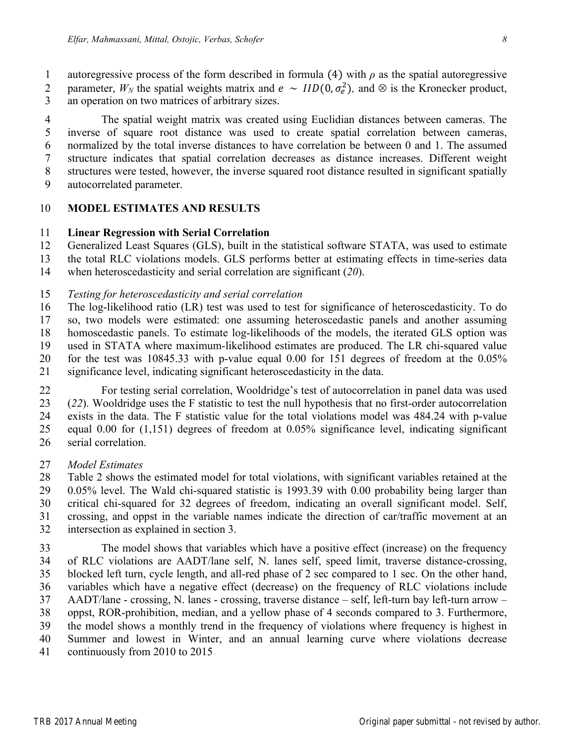autoregressive process of the form described in formula (4) with $\rho$ as the spatial autoregressive parameter, $W_N$ the spatial weights matrix and $e \sim IID(0, \sigma_e^2)$, and $\otimes$ is the Kronecker product, an operation on two matrices of arbitrary sizes.

The spatial weight matrix was created using Euclidian distances between cameras. The inverse of square root distance was used to create spatial correlation between cameras, normalized by the total inverse distances to have correlation be between 0 and 1. The assumed structure indicates that spatial correlation decreases as distance increases. Different weight structures were tested, however, the inverse squared root distance resulted in significant spatially autocorrelated parameter.

## MODEL ESTIMATES AND RESULTS

### Linear Regression with Serial Correlation

Generalized Least Squares (GLS), built in the statistical software STATA, was used to estimate the total RLC violations models. GLS performs better at estimating effects in time-series data when heteroscedasticity and serial correlation are significant (*20*).

#### *Testing for heteroscedasticity and serial correlation*

The log-likelihood ratio (LR) test was used to test for significance of heteroscedasticity. To do so, two models were estimated: one assuming heteroscedastic panels and another assuming homoscedastic panels. To estimate log-likelihoods of the models, the iterated GLS option was used in STATA where maximum-likelihood estimates are produced. The LR chi-squared value for the test was 10845.33 with p-value equal 0.00 for 151 degrees of freedom at the 0.05% significance level, indicating significant heteroscedasticity in the data.

For testing serial correlation, Wooldridge's test of autocorrelation in panel data was used (*22*). Wooldridge uses the F statistic to test the null hypothesis that no first-order autocorrelation exists in the data. The F statistic value for the total violations model was 484.24 with p-value equal 0.00 for (1,151) degrees of freedom at 0.05% significance level, indicating significant serial correlation.

#### *Model Estimates*

Table 2 shows the estimated model for total violations, with significant variables retained at the 0.05% level. The Wald chi-squared statistic is 1993.39 with 0.00 probability being larger than critical chi-squared for 32 degrees of freedom, indicating an overall significant model. Self, crossing, and oppst in the variable names indicate the direction of car/traffic movement at an intersection as explained in section 3.

The model shows that variables which have a positive effect (increase) on the frequency of RLC violations are AADT/lane self, N. lanes self, speed limit, traverse distance-crossing, blocked left turn, cycle length, and all-red phase of 2 sec compared to 1 sec. On the other hand, variables which have a negative effect (decrease) on the frequency of RLC violations include AADT/lane - crossing, N. lanes - crossing, traverse distance – self, left-turn bay left-turn arrow – oppst, ROR-prohibition, median, and a yellow phase of 4 seconds compared to 3. Furthermore, the model shows a monthly trend in the frequency of violations where frequency is highest in Summer and lowest in Winter, and an annual learning curve where violations decrease continuously from 2010 to 2015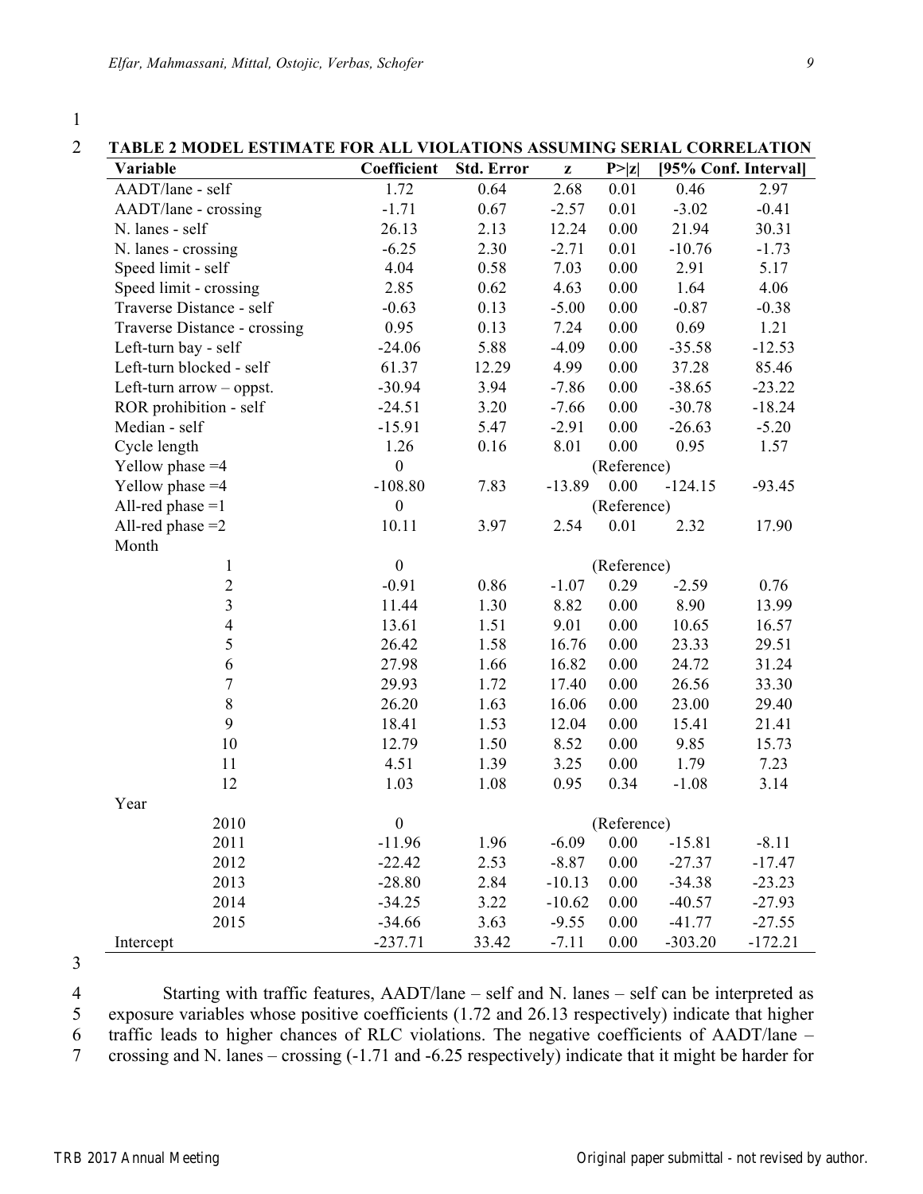**TABLE 2 MODEL ESTIMATE FOR ALL VIOLATIONS ASSUMING SERIAL CORRELATION**

| Variable | Coefficient | Std. Error | z | P>\|z\| | [95% Conf. Interval] | |
|---|---|---|---|---|---|---|
| AADT/lane - self | 1.72 | 0.64 | 2.68 | 0.01 | 0.46 | 2.97 |
| AADT/lane - crossing | -1.71 | 0.67 | -2.57 | 0.01 | -3.02 | -0.41 |
| N. lanes - self | 26.13 | 2.13 | 12.24 | 0.00 | 21.94 | 30.31 |
| N. lanes - crossing | -6.25 | 2.30 | -2.71 | 0.01 | -10.76 | -1.73 |
| Speed limit - self | 4.04 | 0.58 | 7.03 | 0.00 | 2.91 | 5.17 |
| Speed limit - crossing | 2.85 | 0.62 | 4.63 | 0.00 | 1.64 | 4.06 |
| Traverse Distance - self | -0.63 | 0.13 | -5.00 | 0.00 | -0.87 | -0.38 |
| Traverse Distance - crossing | 0.95 | 0.13 | 7.24 | 0.00 | 0.69 | 1.21 |
| Left-turn bay - self | -24.06 | 5.88 | -4.09 | 0.00 | -35.58 | -12.53 |
| Left-turn blocked - self | 61.37 | 12.29 | 4.99 | 0.00 | 37.28 | 85.46 |
| Left-turn arrow – oppst. | -30.94 | 3.94 | -7.86 | 0.00 | -38.65 | -23.22 |
| ROR prohibition - self | -24.51 | 3.20 | -7.66 | 0.00 | -30.78 | -18.24 |
| Median - self | -15.91 | 5.47 | -2.91 | 0.00 | -26.63 | -5.20 |
| Cycle length | 1.26 | 0.16 | 8.01 | 0.00 | 0.95 | 1.57 |
| Yellow phase =4 | 0 | | | (Reference) | | |
| Yellow phase =4 | -108.80 | 7.83 | -13.89 | 0.00 | -124.15 | -93.45 |
| All-red phase =1 | 0 | | | (Reference) | | |
| All-red phase =2 | 10.11 | 3.97 | 2.54 | 0.01 | 2.32 | 17.90 |
| Month | | | | | | |
| 1 | 0 | | | (Reference) | | |
| 2 | -0.91 | 0.86 | -1.07 | 0.29 | -2.59 | 0.76 |
| 3 | 11.44 | 1.30 | 8.82 | 0.00 | 8.90 | 13.99 |
| 4 | 13.61 | 1.51 | 9.01 | 0.00 | 10.65 | 16.57 |
| 5 | 26.42 | 1.58 | 16.76 | 0.00 | 23.33 | 29.51 |
| 6 | 27.98 | 1.66 | 16.82 | 0.00 | 24.72 | 31.24 |
| 7 | 29.93 | 1.72 | 17.40 | 0.00 | 26.56 | 33.30 |
| 8 | 26.20 | 1.63 | 16.06 | 0.00 | 23.00 | 29.40 |
| 9 | 18.41 | 1.53 | 12.04 | 0.00 | 15.41 | 21.41 |
| 10 | 12.79 | 1.50 | 8.52 | 0.00 | 9.85 | 15.73 |
| 11 | 4.51 | 1.39 | 3.25 | 0.00 | 1.79 | 7.23 |
| 12 | 1.03 | 1.08 | 0.95 | 0.34 | -1.08 | 3.14 |
| Year | | | | | | |
| 2010 | 0 | | | (Reference) | | |
| 2011 | -11.96 | 1.96 | -6.09 | 0.00 | -15.81 | -8.11 |
| 2012 | -22.42 | 2.53 | -8.87 | 0.00 | -27.37 | -17.47 |
| 2013 | -28.80 | 2.84 | -10.13 | 0.00 | -34.38 | -23.23 |
| 2014 | -34.25 | 3.22 | -10.62 | 0.00 | -40.57 | -27.93 |
| 2015 | -34.66 | 3.63 | -9.55 | 0.00 | -41.77 | -27.55 |
| Intercept | -237.71 | 33.42 | -7.11 | 0.00 | -303.20 | -172.21 |

Starting with traffic features, AADT/lane – self and N. lanes – self can be interpreted as exposure variables whose positive coefficients (1.72 and 26.13 respectively) indicate that higher traffic leads to higher chances of RLC violations. The negative coefficients of AADT/lane – crossing and N. lanes – crossing (-1.71 and -6.25 respectively) indicate that it might be harder for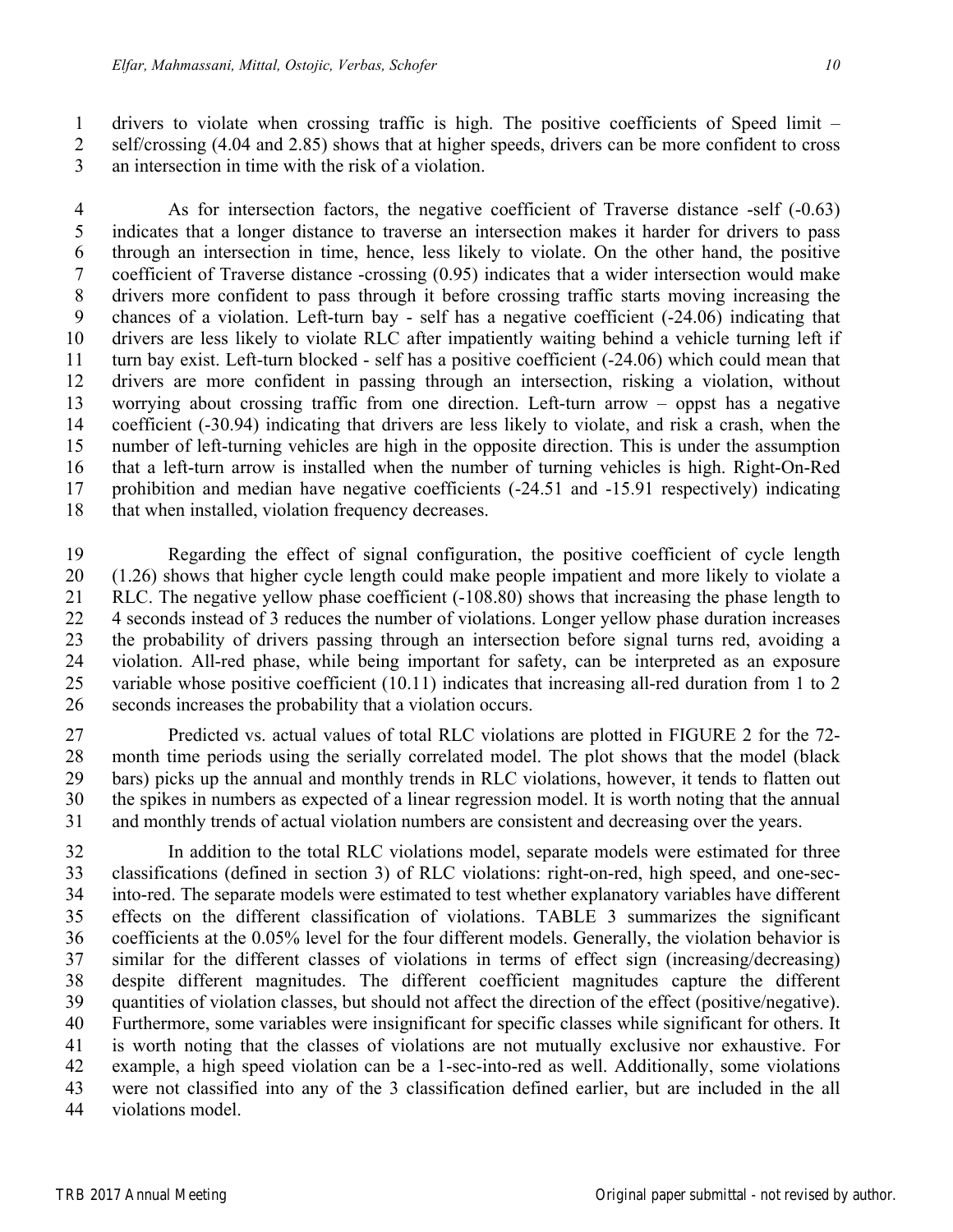drivers to violate when crossing traffic is high. The positive coefficients of Speed limit – self/crossing (4.04 and 2.85) shows that at higher speeds, drivers can be more confident to cross an intersection in time with the risk of a violation.

As for intersection factors, the negative coefficient of Traverse distance -self (-0.63) indicates that a longer distance to traverse an intersection makes it harder for drivers to pass through an intersection in time, hence, less likely to violate. On the other hand, the positive coefficient of Traverse distance -crossing (0.95) indicates that a wider intersection would make drivers more confident to pass through it before crossing traffic starts moving increasing the chances of a violation. Left-turn bay - self has a negative coefficient (-24.06) indicating that drivers are less likely to violate RLC after impatiently waiting behind a vehicle turning left if turn bay exist. Left-turn blocked - self has a positive coefficient (-24.06) which could mean that drivers are more confident in passing through an intersection, risking a violation, without worrying about crossing traffic from one direction. Left-turn arrow – oppst has a negative coefficient (-30.94) indicating that drivers are less likely to violate, and risk a crash, when the number of left-turning vehicles are high in the opposite direction. This is under the assumption that a left-turn arrow is installed when the number of turning vehicles is high. Right-On-Red prohibition and median have negative coefficients (-24.51 and -15.91 respectively) indicating that when installed, violation frequency decreases.

Regarding the effect of signal configuration, the positive coefficient of cycle length (1.26) shows that higher cycle length could make people impatient and more likely to violate a RLC. The negative yellow phase coefficient (-108.80) shows that increasing the phase length to 4 seconds instead of 3 reduces the number of violations. Longer yellow phase duration increases the probability of drivers passing through an intersection before signal turns red, avoiding a violation. All-red phase, while being important for safety, can be interpreted as an exposure variable whose positive coefficient (10.11) indicates that increasing all-red duration from 1 to 2 seconds increases the probability that a violation occurs.

Predicted vs. actual values of total RLC violations are plotted in FIGURE 2 for the 72-month time periods using the serially correlated model. The plot shows that the model (black bars) picks up the annual and monthly trends in RLC violations, however, it tends to flatten out the spikes in numbers as expected of a linear regression model. It is worth noting that the annual and monthly trends of actual violation numbers are consistent and decreasing over the years.

In addition to the total RLC violations model, separate models were estimated for three classifications (defined in section 3) of RLC violations: right-on-red, high speed, and one-sec-into-red. The separate models were estimated to test whether explanatory variables have different effects on the different classification of violations. TABLE 3 summarizes the significant coefficients at the 0.05% level for the four different models. Generally, the violation behavior is similar for the different classes of violations in terms of effect sign (increasing/decreasing) despite different magnitudes. The different coefficient magnitudes capture the different quantities of violation classes, but should not affect the direction of the effect (positive/negative). Furthermore, some variables were insignificant for specific classes while significant for others. It is worth noting that the classes of violations are not mutually exclusive nor exhaustive. For example, a high speed violation can be a 1-sec-into-red as well. Additionally, some violations were not classified into any of the 3 classification defined earlier, but are included in the all violations model.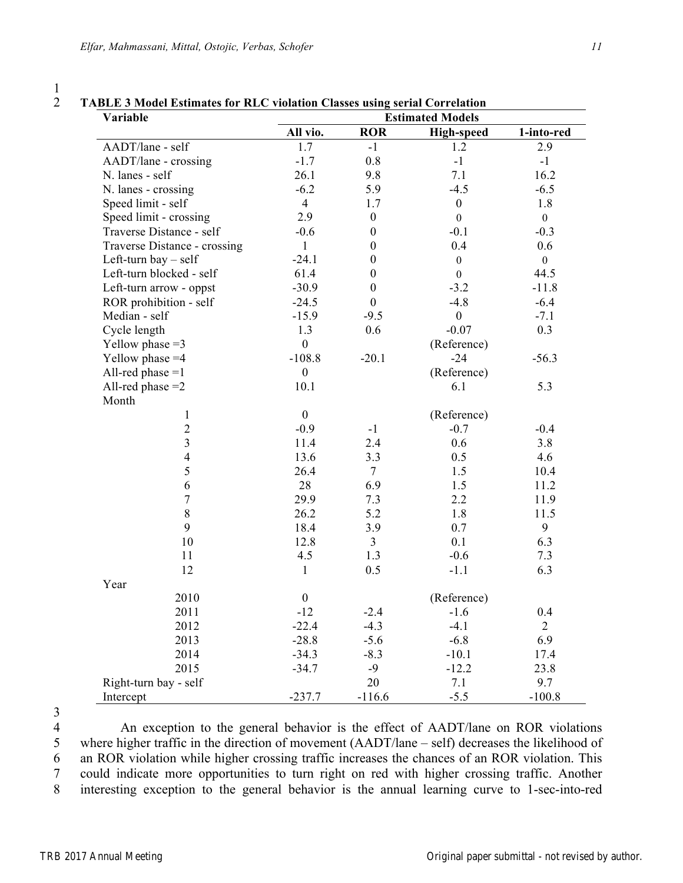**TABLE 3 Model Estimates for RLC violation Classes using serial Correlation**

| Variable | Estimated Models | | | |
|---|---|---|---|---|
| | All vio. | ROR | High-speed | 1-into-red |
| AADT/lane - self | 1.7 | -1 | 1.2 | 2.9 |
| AADT/lane - crossing | -1.7 | 0.8 | -1 | -1 |
| N. lanes - self | 26.1 | 9.8 | 7.1 | 16.2 |
| N. lanes - crossing | -6.2 | 5.9 | -4.5 | -6.5 |
| Speed limit - self | 4 | 1.7 | 0 | 1.8 |
| Speed limit - crossing | 2.9 | 0 | 0 | 0 |
| Traverse Distance - self | -0.6 | 0 | -0.1 | -0.3 |
| Traverse Distance - crossing | 1 | 0 | 0.4 | 0.6 |
| Left-turn bay – self | -24.1 | 0 | 0 | 0 |
| Left-turn blocked - self | 61.4 | 0 | 0 | 44.5 |
| Left-turn arrow - oppst | -30.9 | 0 | -3.2 | -11.8 |
| ROR prohibition - self | -24.5 | 0 | -4.8 | -6.4 |
| Median - self | -15.9 | -9.5 | 0 | -7.1 |
| Cycle length | 1.3 | 0.6 | -0.07 | 0.3 |
| Yellow phase =3 | 0 | | (Reference) | |
| Yellow phase =4 | -108.8 | -20.1 | -24 | -56.3 |
| All-red phase =1 | 0 | | (Reference) | |
| All-red phase =2 | 10.1 | | 6.1 | 5.3 |
| Month | | | | |
| 1 | 0 | | (Reference) | |
| 2 | -0.9 | -1 | -0.7 | -0.4 |
| 3 | 11.4 | 2.4 | 0.6 | 3.8 |
| 4 | 13.6 | 3.3 | 0.5 | 4.6 |
| 5 | 26.4 | 7 | 1.5 | 10.4 |
| 6 | 28 | 6.9 | 1.5 | 11.2 |
| 7 | 29.9 | 7.3 | 2.2 | 11.9 |
| 8 | 26.2 | 5.2 | 1.8 | 11.5 |
| 9 | 18.4 | 3.9 | 0.7 | 9 |
| 10 | 12.8 | 3 | 0.1 | 6.3 |
| 11 | 4.5 | 1.3 | -0.6 | 7.3 |
| 12 | 1 | 0.5 | -1.1 | 6.3 |
| Year | | | | |
| 2010 | 0 | | (Reference) | |
| 2011 | -12 | -2.4 | -1.6 | 0.4 |
| 2012 | -22.4 | -4.3 | -4.1 | 2 |
| 2013 | -28.8 | -5.6 | -6.8 | 6.9 |
| 2014 | -34.3 | -8.3 | -10.1 | 17.4 |
| 2015 | -34.7 | -9 | -12.2 | 23.8 |
| Right-turn bay - self | | 20 | 7.1 | 9.7 |
| Intercept | -237.7 | -116.6 | -5.5 | -100.8 |

An exception to the general behavior is the effect of AADT/lane on ROR violations where higher traffic in the direction of movement (AADT/lane – self) decreases the likelihood of an ROR violation while higher crossing traffic increases the chances of an ROR violation. This could indicate more opportunities to turn right on red with higher crossing traffic. Another interesting exception to the general behavior is the annual learning curve to 1-sec-into-red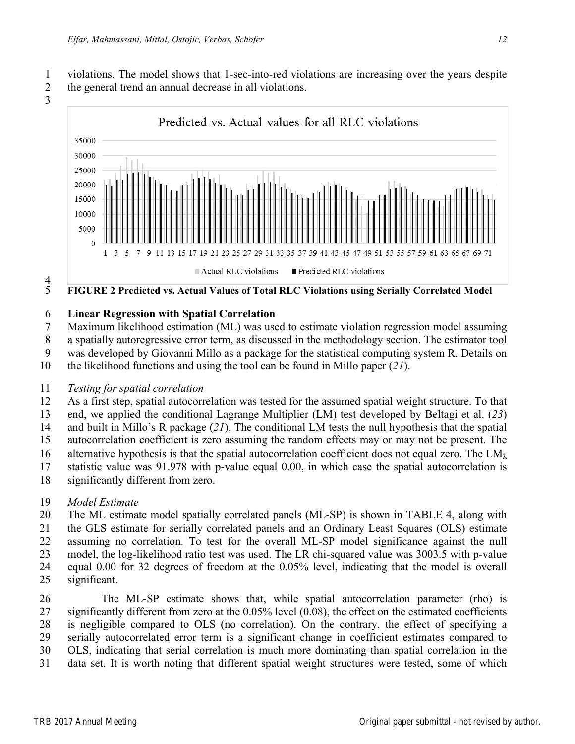violations. The model shows that 1-sec-into-red violations are increasing over the years despite the general trend an annual decrease in all violations.

**FIGURE 2 Predicted vs. Actual Values of Total RLC Violations using Serially Correlated Model**

## Linear Regression with Spatial Correlation

Maximum likelihood estimation (ML) was used to estimate violation regression model assuming a spatially autoregressive error term, as discussed in the methodology section. The estimator tool was developed by Giovanni Millo as a package for the statistical computing system R. Details on the likelihood functions and using the tool can be found in Millo paper (*21*).

### *Testing for spatial correlation*

As a first step, spatial autocorrelation was tested for the assumed spatial weight structure. To that end, we applied the conditional Lagrange Multiplier (LM) test developed by Beltagi et al. (*23*) and built in Millo's R package (*21*). The conditional LM tests the null hypothesis that the spatial autocorrelation coefficient is zero assuming the random effects may or may not be present. The alternative hypothesis is that the spatial autocorrelation coefficient does not equal zero. The $LM_{\lambda}$ statistic value was 91.978 with p-value equal 0.00, in which case the spatial autocorrelation is significantly different from zero.

### *Model Estimate*

The ML estimate model spatially correlated panels (ML-SP) is shown in TABLE 4, along with the GLS estimate for serially correlated panels and an Ordinary Least Squares (OLS) estimate assuming no correlation. To test for the overall ML-SP model significance against the null model, the log-likelihood ratio test was used. The LR chi-squared value was 3003.5 with p-value equal 0.00 for 32 degrees of freedom at the 0.05% level, indicating that the model is overall significant.

The ML-SP estimate shows that, while spatial autocorrelation parameter (rho) is significantly different from zero at the 0.05% level (0.08), the effect on the estimated coefficients is negligible compared to OLS (no correlation). On the contrary, the effect of specifying a serially autocorrelated error term is a significant change in coefficient estimates compared to OLS, indicating that serial correlation is much more dominating than spatial correlation in the data set. It is worth noting that different spatial weight structures were tested, some of which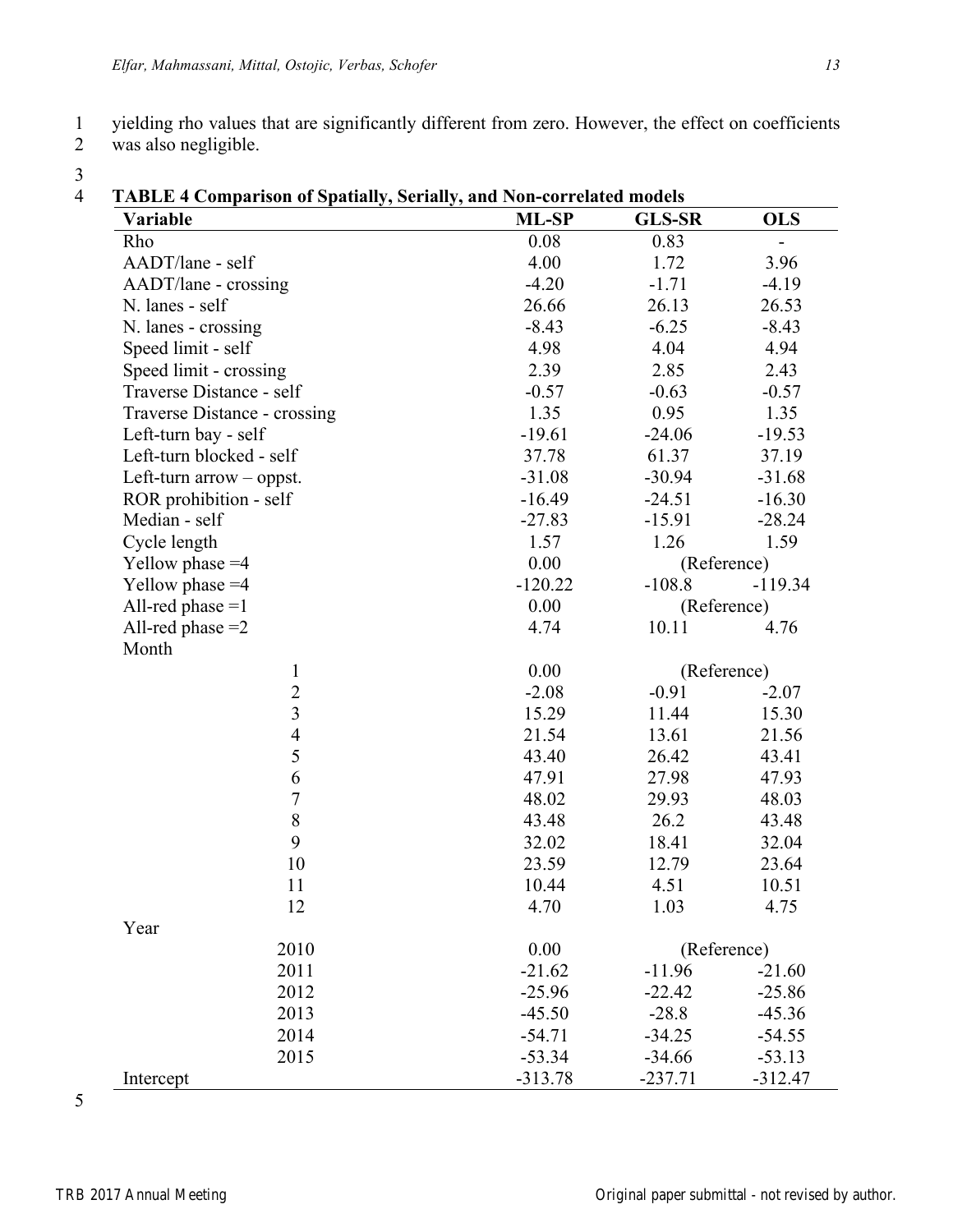yielding rho values that are significantly different from zero. However, the effect on coefficients was also negligible.

**TABLE 4 Comparison of Spatially, Serially, and Non-correlated models**

| Variable | ML-SP | GLS-SR | OLS |
|---|---|---|---|
| Rho | 0.08 | 0.83 | - |
| AADT/lane - self | 4.00 | 1.72 | 3.96 |
| AADT/lane - crossing | -4.20 | -1.71 | -4.19 |
| N. lanes - self | 26.66 | 26.13 | 26.53 |
| N. lanes - crossing | -8.43 | -6.25 | -8.43 |
| Speed limit - self | 4.98 | 4.04 | 4.94 |
| Speed limit - crossing | 2.39 | 2.85 | 2.43 |
| Traverse Distance - self | -0.57 | -0.63 | -0.57 |
| Traverse Distance - crossing | 1.35 | 0.95 | 1.35 |
| Left-turn bay - self | -19.61 | -24.06 | -19.53 |
| Left-turn blocked - self | 37.78 | 61.37 | 37.19 |
| Left-turn arrow – oppst. | -31.08 | -30.94 | -31.68 |
| ROR prohibition - self | -16.49 | -24.51 | -16.30 |
| Median - self | -27.83 | -15.91 | -28.24 |
| Cycle length | 1.57 | 1.26 | 1.59 |
| Yellow phase =4 | 0.00 | (Reference) | |
| Yellow phase =4 | -120.22 | -108.8 | -119.34 |
| All-red phase =1 | 0.00 | (Reference) | |
| All-red phase =2 | 4.74 | 10.11 | 4.76 |
| Month | | | |
| 1 | 0.00 | (Reference) | |
| 2 | -2.08 | -0.91 | -2.07 |
| 3 | 15.29 | 11.44 | 15.30 |
| 4 | 21.54 | 13.61 | 21.56 |
| 5 | 43.40 | 26.42 | 43.41 |
| 6 | 47.91 | 27.98 | 47.93 |
| 7 | 48.02 | 29.93 | 48.03 |
| 8 | 43.48 | 26.2 | 43.48 |
| 9 | 32.02 | 18.41 | 32.04 |
| 10 | 23.59 | 12.79 | 23.64 |
| 11 | 10.44 | 4.51 | 10.51 |
| 12 | 4.70 | 1.03 | 4.75 |
| Year | | | |
| 2010 | 0.00 | (Reference) | |
| 2011 | -21.62 | -11.96 | -21.60 |
| 2012 | -25.96 | -22.42 | -25.86 |
| 2013 | -45.50 | -28.8 | -45.36 |
| 2014 | -54.71 | -34.25 | -54.55 |
| 2015 | -53.34 | -34.66 | -53.13 |
| Intercept | -313.78 | -237.71 | -312.47 |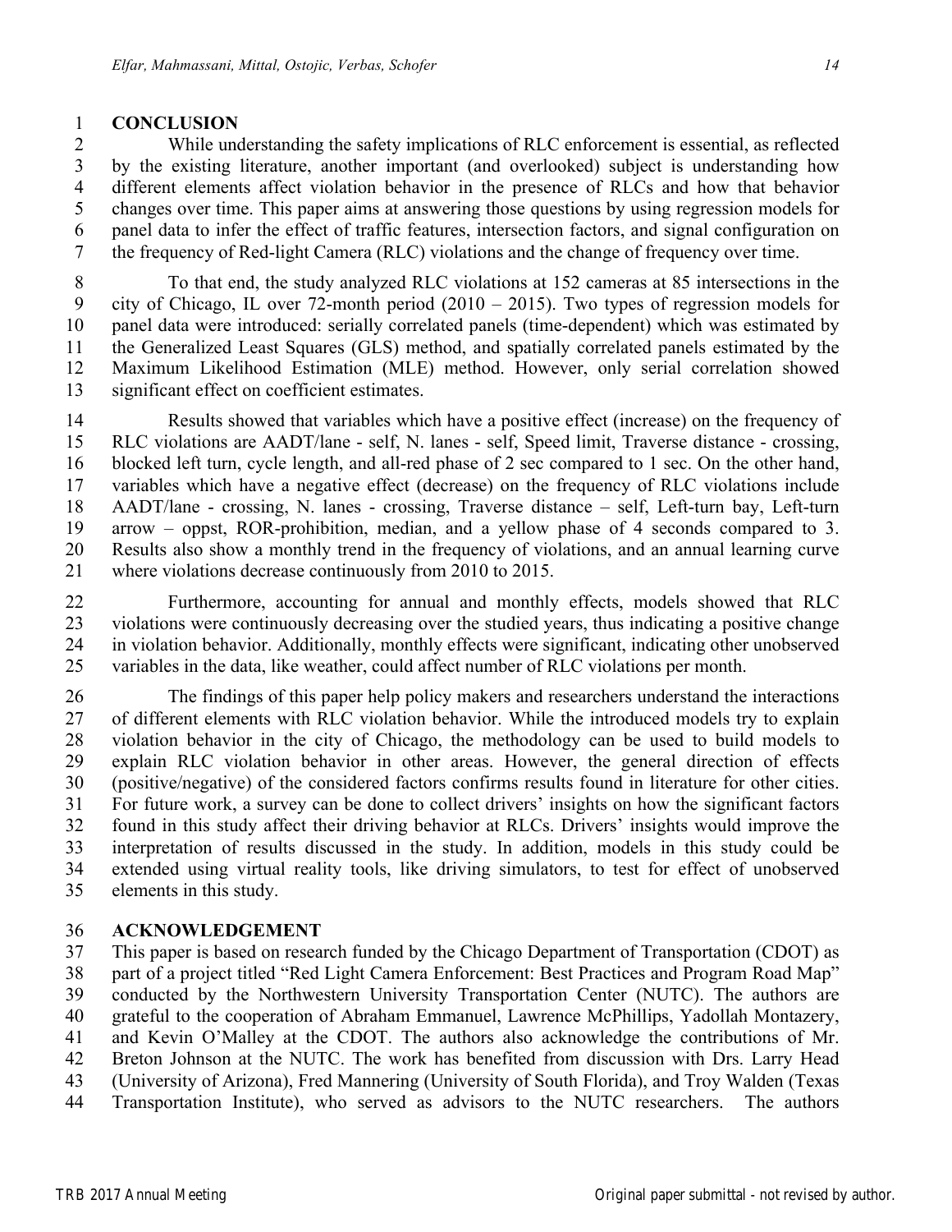## CONCLUSION

While understanding the safety implications of RLC enforcement is essential, as reflected by the existing literature, another important (and overlooked) subject is understanding how different elements affect violation behavior in the presence of RLCs and how that behavior changes over time. This paper aims at answering those questions by using regression models for panel data to infer the effect of traffic features, intersection factors, and signal configuration on the frequency of Red-light Camera (RLC) violations and the change of frequency over time.

To that end, the study analyzed RLC violations at 152 cameras at 85 intersections in the city of Chicago, IL over 72-month period (2010 – 2015). Two types of regression models for panel data were introduced: serially correlated panels (time-dependent) which was estimated by the Generalized Least Squares (GLS) method, and spatially correlated panels estimated by the Maximum Likelihood Estimation (MLE) method. However, only serial correlation showed significant effect on coefficient estimates.

Results showed that variables which have a positive effect (increase) on the frequency of RLC violations are AADT/lane - self, N. lanes - self, Speed limit, Traverse distance - crossing, blocked left turn, cycle length, and all-red phase of 2 sec compared to 1 sec. On the other hand, variables which have a negative effect (decrease) on the frequency of RLC violations include AADT/lane - crossing, N. lanes - crossing, Traverse distance – self, Left-turn bay, Left-turn arrow – oppst, ROR-prohibition, median, and a yellow phase of 4 seconds compared to 3. Results also show a monthly trend in the frequency of violations, and an annual learning curve where violations decrease continuously from 2010 to 2015.

Furthermore, accounting for annual and monthly effects, models showed that RLC violations were continuously decreasing over the studied years, thus indicating a positive change in violation behavior. Additionally, monthly effects were significant, indicating other unobserved variables in the data, like weather, could affect number of RLC violations per month.

The findings of this paper help policy makers and researchers understand the interactions of different elements with RLC violation behavior. While the introduced models try to explain violation behavior in the city of Chicago, the methodology can be used to build models to explain RLC violation behavior in other areas. However, the general direction of effects (positive/negative) of the considered factors confirms results found in literature for other cities. For future work, a survey can be done to collect drivers' insights on how the significant factors found in this study affect their driving behavior at RLCs. Drivers' insights would improve the interpretation of results discussed in the study. In addition, models in this study could be extended using virtual reality tools, like driving simulators, to test for effect of unobserved elements in this study.

## ACKNOWLEDGEMENT

This paper is based on research funded by the Chicago Department of Transportation (CDOT) as part of a project titled "Red Light Camera Enforcement: Best Practices and Program Road Map" conducted by the Northwestern University Transportation Center (NUTC). The authors are grateful to the cooperation of Abraham Emmanuel, Lawrence McPhillips, Yadollah Montazery, and Kevin O'Malley at the CDOT. The authors also acknowledge the contributions of Mr. Breton Johnson at the NUTC. The work has benefited from discussion with Drs. Larry Head (University of Arizona), Fred Mannering (University of South Florida), and Troy Walden (Texas Transportation Institute), who served as advisors to the NUTC researchers. The authors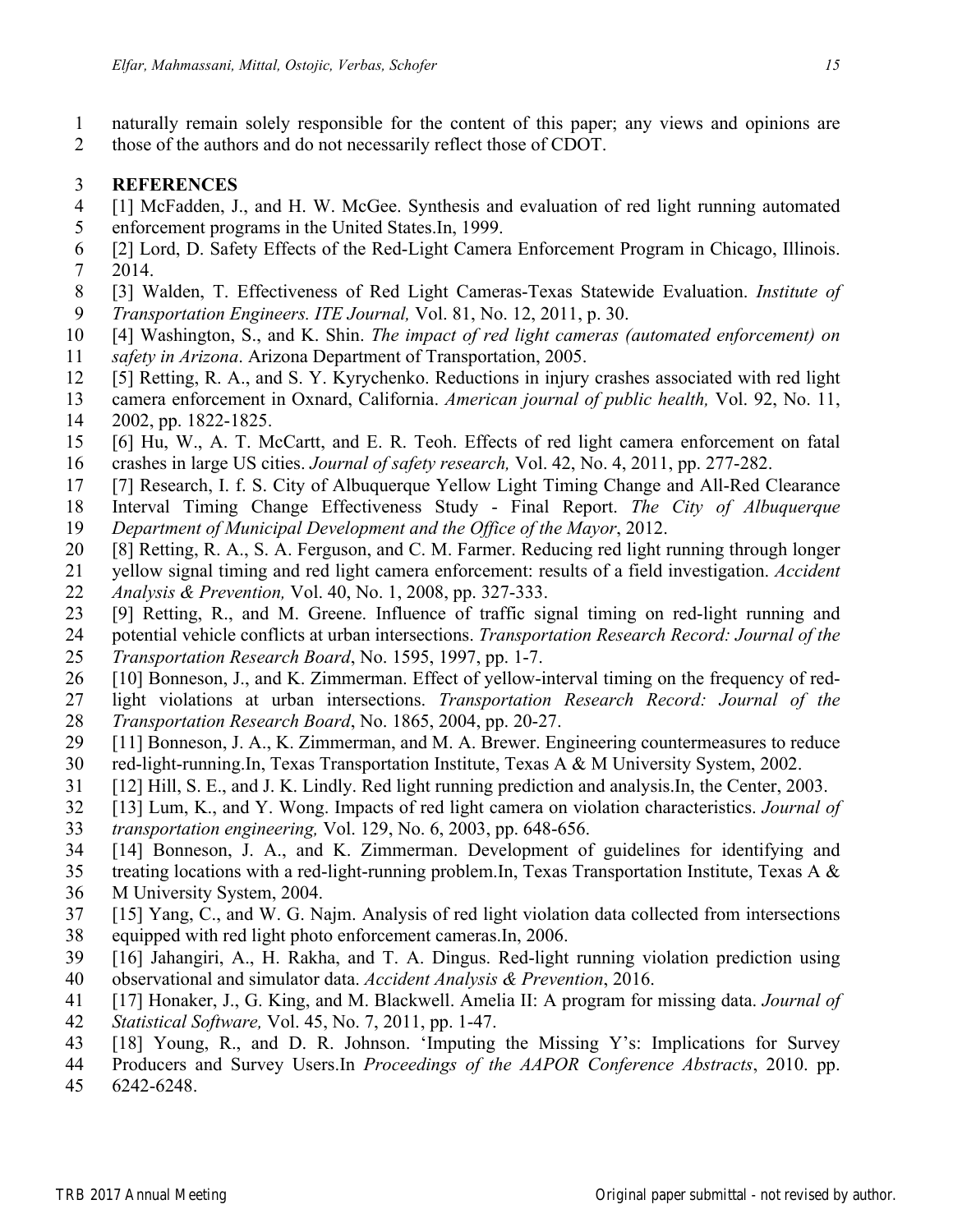naturally remain solely responsible for the content of this paper; any views and opinions are those of the authors and do not necessarily reflect those of CDOT.

## REFERENCES

[1] McFadden, J., and H. W. McGee. Synthesis and evaluation of red light running automated enforcement programs in the United States.In, 1999.

[2] Lord, D. Safety Effects of the Red-Light Camera Enforcement Program in Chicago, Illinois. 2014.

[3] Walden, T. Effectiveness of Red Light Cameras-Texas Statewide Evaluation. *Institute of Transportation Engineers. ITE Journal,* Vol. 81, No. 12, 2011, p. 30.

[4] Washington, S., and K. Shin. *The impact of red light cameras (automated enforcement) on safety in Arizona*. Arizona Department of Transportation, 2005.

[5] Retting, R. A., and S. Y. Kyrychenko. Reductions in injury crashes associated with red light camera enforcement in Oxnard, California. *American journal of public health,* Vol. 92, No. 11, 2002, pp. 1822-1825.

[6] Hu, W., A. T. McCartt, and E. R. Teoh. Effects of red light camera enforcement on fatal crashes in large US cities. *Journal of safety research,* Vol. 42, No. 4, 2011, pp. 277-282.

[7] Research, I. f. S. City of Albuquerque Yellow Light Timing Change and All-Red Clearance Interval Timing Change Effectiveness Study - Final Report. *The City of Albuquerque Department of Municipal Development and the Office of the Mayor*, 2012.

[8] Retting, R. A., S. A. Ferguson, and C. M. Farmer. Reducing red light running through longer yellow signal timing and red light camera enforcement: results of a field investigation. *Accident Analysis & Prevention,* Vol. 40, No. 1, 2008, pp. 327-333.

[9] Retting, R., and M. Greene. Influence of traffic signal timing on red-light running and potential vehicle conflicts at urban intersections. *Transportation Research Record: Journal of the Transportation Research Board*, No. 1595, 1997, pp. 1-7.

[10] Bonneson, J., and K. Zimmerman. Effect of yellow-interval timing on the frequency of red-light violations at urban intersections. *Transportation Research Record: Journal of the Transportation Research Board*, No. 1865, 2004, pp. 20-27.

[11] Bonneson, J. A., K. Zimmerman, and M. A. Brewer. Engineering countermeasures to reduce red-light-running.In, Texas Transportation Institute, Texas A & M University System, 2002.

[12] Hill, S. E., and J. K. Lindly. Red light running prediction and analysis.In, the Center, 2003.

[13] Lum, K., and Y. Wong. Impacts of red light camera on violation characteristics. *Journal of transportation engineering,* Vol. 129, No. 6, 2003, pp. 648-656.

[14] Bonneson, J. A., and K. Zimmerman. Development of guidelines for identifying and treating locations with a red-light-running problem.In, Texas Transportation Institute, Texas A & M University System, 2004.

[15] Yang, C., and W. G. Najm. Analysis of red light violation data collected from intersections equipped with red light photo enforcement cameras.In, 2006.

[16] Jahangiri, A., H. Rakha, and T. A. Dingus. Red-light running violation prediction using observational and simulator data. *Accident Analysis & Prevention*, 2016.

[17] Honaker, J., G. King, and M. Blackwell. Amelia II: A program for missing data. *Journal of Statistical Software,* Vol. 45, No. 7, 2011, pp. 1-47.

[18] Young, R., and D. R. Johnson. 'Imputing the Missing Y's: Implications for Survey Producers and Survey Users.In *Proceedings of the AAPOR Conference Abstracts*, 2010. pp. 6242-6248.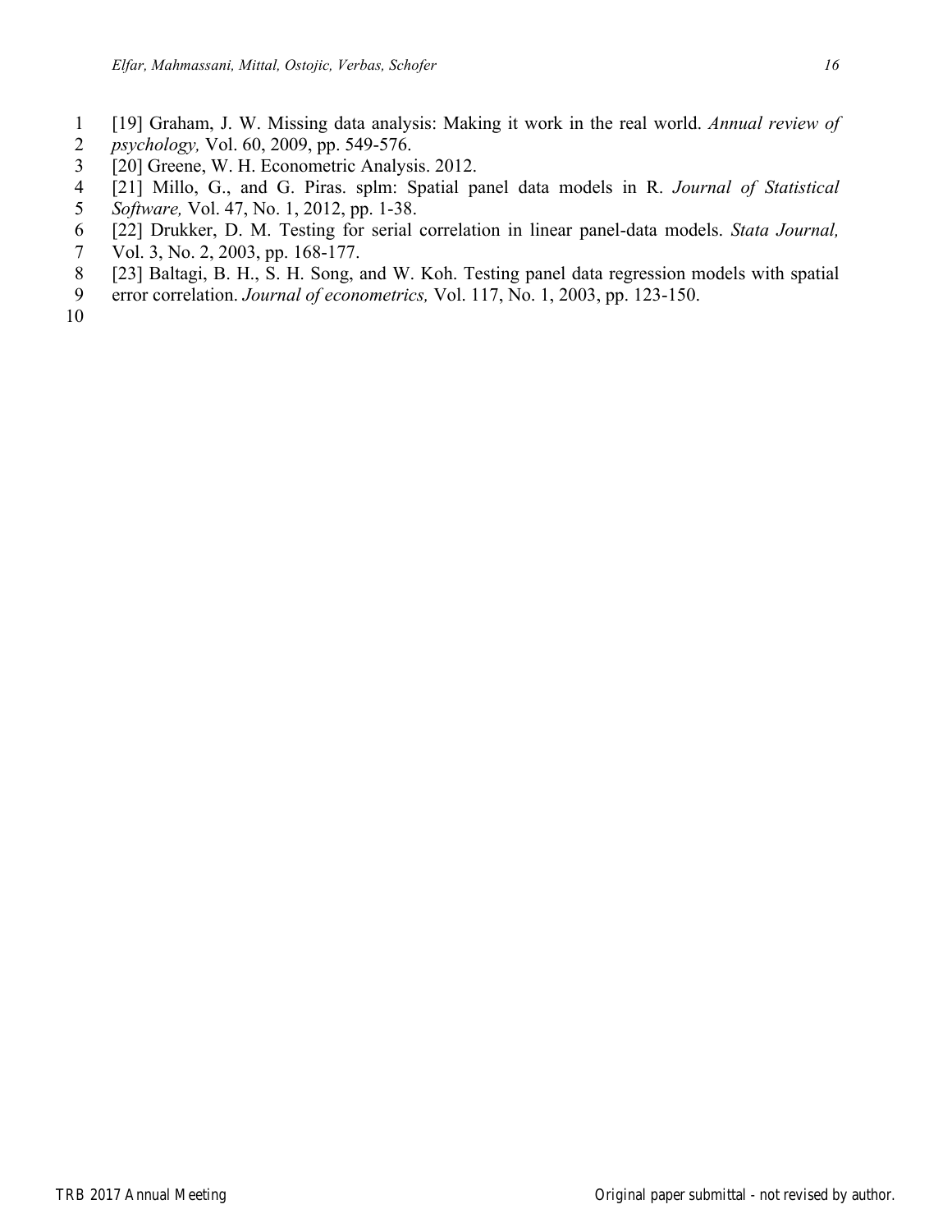[19] Graham, J. W. Missing data analysis: Making it work in the real world. *Annual review of psychology,* Vol. 60, 2009, pp. 549-576.

[20] Greene, W. H. Econometric Analysis. 2012.

[21] Millo, G., and G. Piras. splm: Spatial panel data models in R. *Journal of Statistical Software,* Vol. 47, No. 1, 2012, pp. 1-38.

[22] Drukker, D. M. Testing for serial correlation in linear panel-data models. *Stata Journal,* Vol. 3, No. 2, 2003, pp. 168-177.

[23] Baltagi, B. H., S. H. Song, and W. Koh. Testing panel data regression models with spatial error correlation. *Journal of econometrics,* Vol. 117, No. 1, 2003, pp. 123-150.